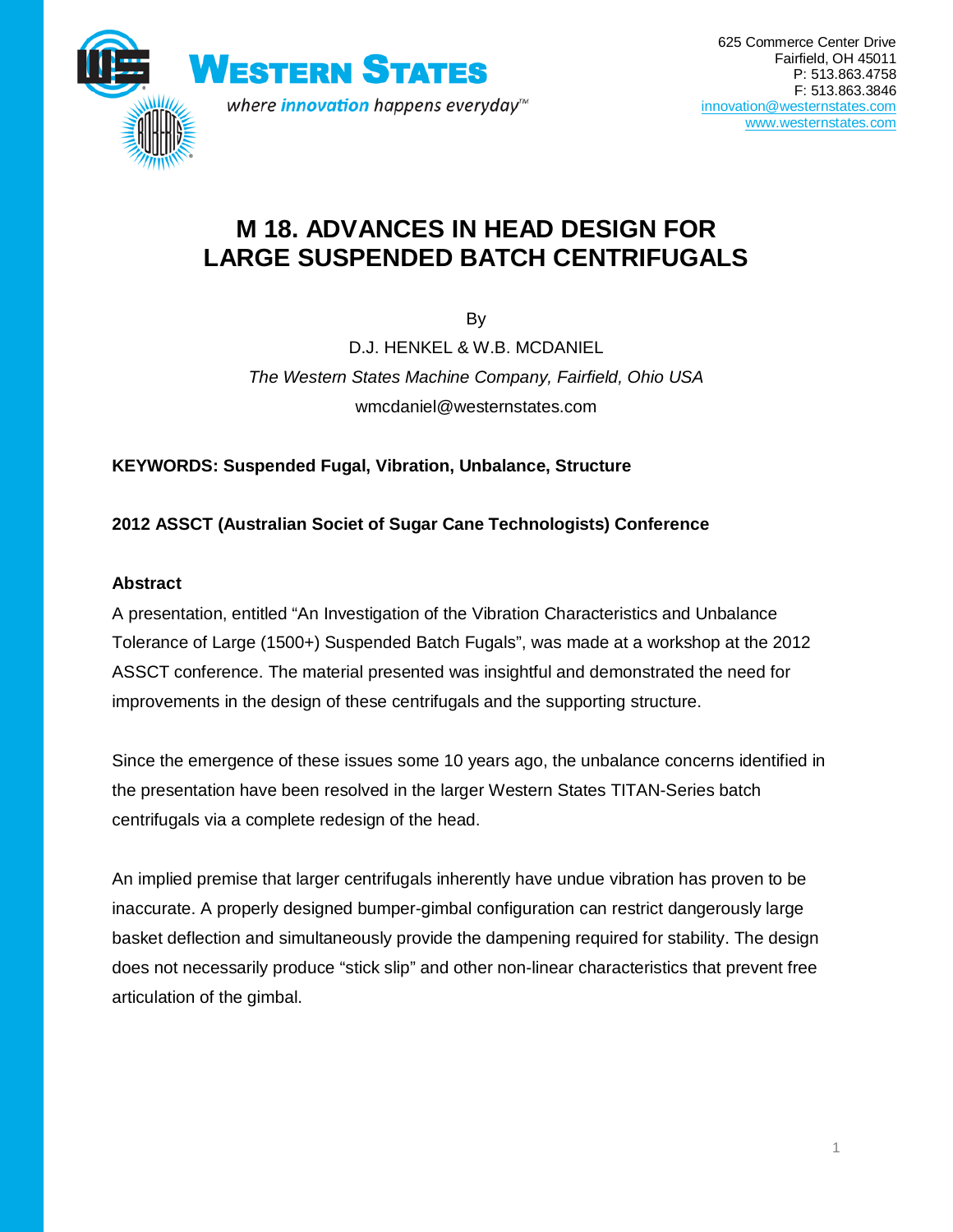**Western States**

*where innovation happens everyday™*

625 Commerce Center Drive
Fairfield, OH 45011
P: 513.863.4758
F: 513.863.3846
innovation@westernstates.com
www.westernstates.com

# M 18. ADVANCES IN HEAD DESIGN FOR LARGE SUSPENDED BATCH CENTRIFUGALS

By

D.J. HENKEL & W.B. MCDANIEL

*The Western States Machine Company, Fairfield, Ohio USA*

wmcdaniel@westernstates.com

**KEYWORDS: Suspended Fugal, Vibration, Unbalance, Structure**

**2012 ASSCT (Australian Societ of Sugar Cane Technologists) Conference**

**Abstract**

A presentation, entitled "An Investigation of the Vibration Characteristics and Unbalance Tolerance of Large (1500+) Suspended Batch Fugals", was made at a workshop at the 2012 ASSCT conference. The material presented was insightful and demonstrated the need for improvements in the design of these centrifugals and the supporting structure.

Since the emergence of these issues some 10 years ago, the unbalance concerns identified in the presentation have been resolved in the larger Western States TITAN-Series batch centrifugals via a complete redesign of the head.

An implied premise that larger centrifugals inherently have undue vibration has proven to be inaccurate. A properly designed bumper-gimbal configuration can restrict dangerously large basket deflection and simultaneously provide the dampening required for stability. The design does not necessarily produce "stick slip" and other non-linear characteristics that prevent free articulation of the gimbal.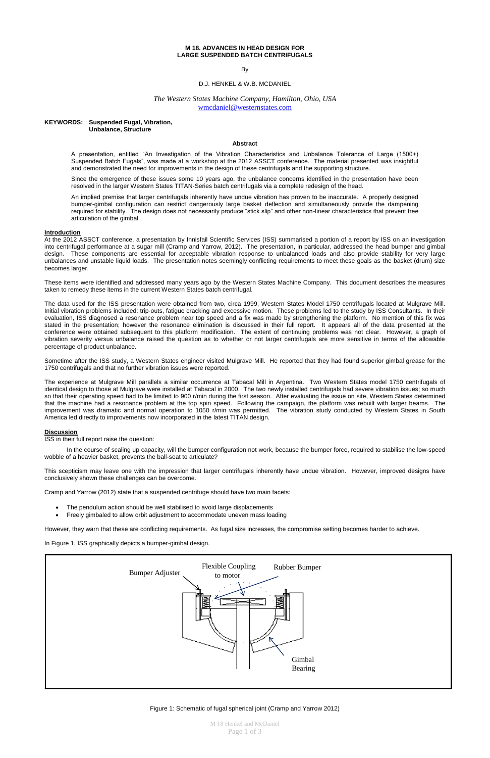**M 18. ADVANCES IN HEAD DESIGN FOR LARGE SUSPENDED BATCH CENTRIFUGALS**

By

D.J. HENKEL & W.B. MCDANIEL

*The Western States Machine Company, Hamilton, Ohio, USA*
wmcdaniel@westernstates.com

**KEYWORDS: Suspended Fugal, Vibration, Unbalance, Structure**

**Abstract**

A presentation, entitled "An Investigation of the Vibration Characteristics and Unbalance Tolerance of Large (1500+) Suspended Batch Fugals", was made at a workshop at the 2012 ASSCT conference. The material presented was insightful and demonstrated the need for improvements in the design of these centrifugals and the supporting structure.

Since the emergence of these issues some 10 years ago, the unbalance concerns identified in the presentation have been resolved in the larger Western States TITAN-Series batch centrifugals via a complete redesign of the head.

An implied premise that larger centrifugals inherently have undue vibration has proven to be inaccurate. A properly designed bumper-gimbal configuration can restrict dangerously large basket deflection and simultaneously provide the dampening required for stability. The design does not necessarily produce "stick slip" and other non-linear characteristics that prevent free articulation of the gimbal.

**Introduction**

At the 2012 ASSCT conference, a presentation by Innisfail Scientific Services (ISS) summarised a portion of a report by ISS on an investigation into centrifugal performance at a sugar mill (Cramp and Yarrow, 2012). The presentation, in particular, addressed the head bumper and gimbal design. These components are essential for acceptable vibration response to unbalanced loads and also provide stability for very large unbalances and unstable liquid loads. The presentation notes seemingly conflicting requirements to meet these goals as the basket (drum) size becomes larger.

These items were identified and addressed many years ago by the Western States Machine Company. This document describes the measures taken to remedy these items in the current Western States batch centrifugal.

The data used for the ISS presentation were obtained from two, circa 1999, Western States Model 1750 centrifugals located at Mulgrave Mill. Initial vibration problems included: trip-outs, fatigue cracking and excessive motion. These problems led to the study by ISS Consultants. In their evaluation, ISS diagnosed a resonance problem near top speed and a fix was made by strengthening the platform. No mention of this fix was stated in the presentation; however the resonance elimination is discussed in their full report. It appears all of the data presented at the conference were obtained subsequent to this platform modification. The extent of continuing problems was not clear. However, a graph of vibration severity versus unbalance raised the question as to whether or not larger centrifugals are more sensitive in terms of the allowable percentage of product unbalance.

Sometime after the ISS study, a Western States engineer visited Mulgrave Mill. He reported that they had found superior gimbal grease for the 1750 centrifugals and that no further vibration issues were reported.

The experience at Mulgrave Mill parallels a similar occurrence at Tabacal Mill in Argentina. Two Western States model 1750 centrifugals of identical design to those at Mulgrave were installed at Tabacal in 2000. The two newly installed centrifugals had severe vibration issues; so much so that their operating speed had to be limited to 900 r/min during the first season. After evaluating the issue on site, Western States determined that the machine had a resonance problem at the top spin speed. Following the campaign, the platform was rebuilt with larger beams. The improvement was dramatic and normal operation to 1050 r/min was permitted. The vibration study conducted by Western States in South America led directly to improvements now incorporated in the latest TITAN design.

**Discussion**

ISS in their full report raise the question:

In the course of scaling up capacity, will the bumper configuration not work, because the bumper force, required to stabilise the low-speed wobble of a heavier basket, prevents the ball-seat to articulate?

This scepticism may leave one with the impression that larger centrifugals inherently have undue vibration. However, improved designs have conclusively shown these challenges can be overcome.

Cramp and Yarrow (2012) state that a suspended centrifuge should have two main facets:

- The pendulum action should be well stabilised to avoid large displacements
- Freely gimbaled to allow orbit adjustment to accommodate uneven mass loading

However, they warn that these are conflicting requirements. As fugal size increases, the compromise setting becomes harder to achieve.

In Figure 1, ISS graphically depicts a bumper-gimbal design.

Figure 1: Schematic of fugal spherical joint (Cramp and Yarrow 2012)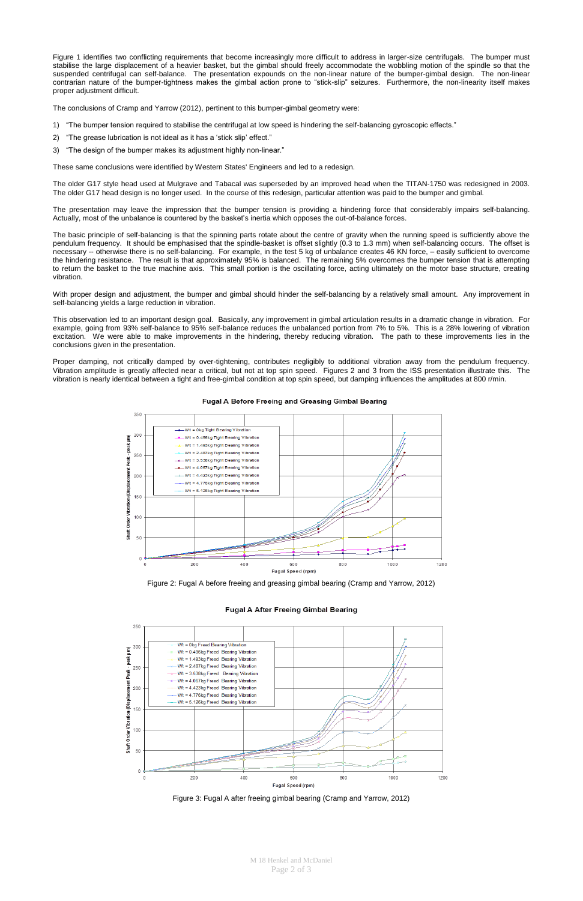Figure 1 identifies two conflicting requirements that become increasingly more difficult to address in larger-size centrifugals. The bumper must stabilise the large displacement of a heavier basket, but the gimbal should freely accommodate the wobbling motion of the spindle so that the suspended centrifugal can self-balance. The presentation expounds on the non-linear nature of the bumper-gimbal design. The non-linear contrarian nature of the bumper-tightness makes the gimbal action prone to "stick-slip" seizures. Furthermore, the non-linearity itself makes proper adjustment difficult.

The conclusions of Cramp and Yarrow (2012), pertinent to this bumper-gimbal geometry were:

1) "The bumper tension required to stabilise the centrifugal at low speed is hindering the self-balancing gyroscopic effects."
2) "The grease lubrication is not ideal as it has a 'stick slip' effect."
3) "The design of the bumper makes its adjustment highly non-linear."

These same conclusions were identified by Western States' Engineers and led to a redesign.

The older G17 style head used at Mulgrave and Tabacal was superseded by an improved head when the TITAN-1750 was redesigned in 2003. The older G17 head design is no longer used. In the course of this redesign, particular attention was paid to the bumper and gimbal.

The presentation may leave the impression that the bumper tension is providing a hindering force that considerably impairs self-balancing. Actually, most of the unbalance is countered by the basket's inertia which opposes the out-of-balance forces.

The basic principle of self-balancing is that the spinning parts rotate about the centre of gravity when the running speed is sufficiently above the pendulum frequency. It should be emphasised that the spindle-basket is offset slightly (0.3 to 1.3 mm) when self-balancing occurs. The offset is necessary -- otherwise there is no self-balancing. For example, in the test 5 kg of unbalance creates 46 KN force, – easily sufficient to overcome the hindering resistance. The result is that approximately 95% is balanced. The remaining 5% overcomes the bumper tension that is attempting to return the basket to the true machine axis. This small portion is the oscillating force, acting ultimately on the motor base structure, creating vibration.

With proper design and adjustment, the bumper and gimbal should hinder the self-balancing by a relatively small amount. Any improvement in self-balancing yields a large reduction in vibration.

This observation led to an important design goal. Basically, any improvement in gimbal articulation results in a dramatic change in vibration. For example, going from 93% self-balance to 95% self-balance reduces the unbalanced portion from 7% to 5%. This is a 28% lowering of vibration excitation. We were able to make improvements in the hindering, thereby reducing vibration. The path to these improvements lies in the conclusions given in the presentation.

Proper damping, not critically damped by over-tightening, contributes negligibly to additional vibration away from the pendulum frequency. Vibration amplitude is greatly affected near a critical, but not at top spin speed. Figures 2 and 3 from the ISS presentation illustrate this. The vibration is nearly identical between a tight and free-gimbal condition at top spin speed, but damping influences the amplitudes at 800 r/min.

Figure 2: Fugal A before freeing and greasing gimbal bearing (Cramp and Yarrow, 2012)

Figure 3: Fugal A after freeing gimbal bearing (Cramp and Yarrow, 2012)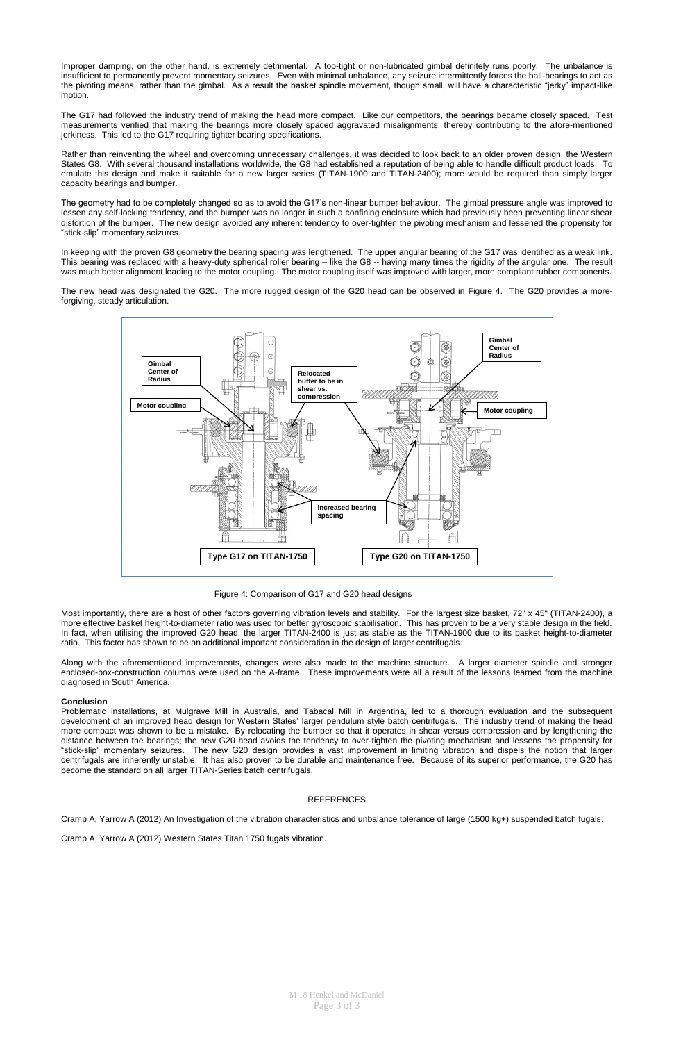Improper damping, on the other hand, is extremely detrimental. A too-tight or non-lubricated gimbal definitely runs poorly. The unbalance is insufficient to permanently prevent momentary seizures. Even with minimal unbalance, any seizure intermittently forces the ball-bearings to act as the pivoting means, rather than the gimbal. As a result the basket spindle movement, though small, will have a characteristic "jerky" impact-like motion.

The G17 had followed the industry trend of making the head more compact. Like our competitors, the bearings became closely spaced. Test measurements verified that making the bearings more closely spaced aggravated misalignments, thereby contributing to the afore-mentioned jerkiness. This led to the G17 requiring tighter bearing specifications.

Rather than reinventing the wheel and overcoming unnecessary challenges, it was decided to look back to an older proven design, the Western States G8. With several thousand installations worldwide, the G8 had established a reputation of being able to handle difficult product loads. To emulate this design and make it suitable for a new larger series (TITAN-1900 and TITAN-2400); more would be required than simply larger capacity bearings and bumper.

The geometry had to be completely changed so as to avoid the G17's non-linear bumper behaviour. The gimbal pressure angle was improved to lessen any self-locking tendency, and the bumper was no longer in such a confining enclosure which had previously been preventing linear shear distortion of the bumper. The new design avoided any inherent tendency to over-tighten the pivoting mechanism and lessened the propensity for "stick-slip" momentary seizures.

In keeping with the proven G8 geometry the bearing spacing was lengthened. The upper angular bearing of the G17 was identified as a weak link. This bearing was replaced with a heavy-duty spherical roller bearing – like the G8 -- having many times the rigidity of the angular one. The result was much better alignment leading to the motor coupling. The motor coupling itself was improved with larger, more compliant rubber components.

The new head was designated the G20. The more rugged design of the G20 head can be observed in Figure 4. The G20 provides a more-forgiving, steady articulation.

Gimbal Center of Radius

Relocated buffer to be in shear vs. compression

Motor coupling

Increased bearing spacing

Type G17 on TITAN-1750

Type G20 on TITAN-1750

Figure 4: Comparison of G17 and G20 head designs

Most importantly, there are a host of other factors governing vibration levels and stability. For the largest size basket, 72" x 45" (TITAN-2400), a more effective basket height-to-diameter ratio was used for better gyroscopic stabilisation. This has proven to be a very stable design in the field. In fact, when utilising the improved G20 head, the larger TITAN-2400 is just as stable as the TITAN-1900 due to its basket height-to-diameter ratio. This factor has shown to be an additional important consideration in the design of larger centrifugals.

Along with the aforementioned improvements, changes were also made to the machine structure. A larger diameter spindle and stronger enclosed-box-construction columns were used on the A-frame. These improvements were all a result of the lessons learned from the machine diagnosed in South America.

## Conclusion

Problematic installations, at Mulgrave Mill in Australia, and Tabacal Mill in Argentina, led to a thorough evaluation and the subsequent development of an improved head design for Western States' larger pendulum style batch centrifugals. The industry trend of making the head more compact was shown to be a mistake. By relocating the bumper so that it operates in shear versus compression and by lengthening the distance between the bearings; the new G20 head avoids the tendency to over-tighten the pivoting mechanism and lessens the propensity for "stick-slip" momentary seizures. The new G20 design provides a vast improvement in limiting vibration and dispels the notion that larger centrifugals are inherently unstable. It has also proven to be durable and maintenance free. Because of its superior performance, the G20 has become the standard on all larger TITAN-Series batch centrifugals.

## REFERENCES

Cramp A, Yarrow A (2012) An Investigation of the vibration characteristics and unbalance tolerance of large (1500 kg+) suspended batch fugals.

Cramp A, Yarrow A (2012) Western States Titan 1750 fugals vibration.